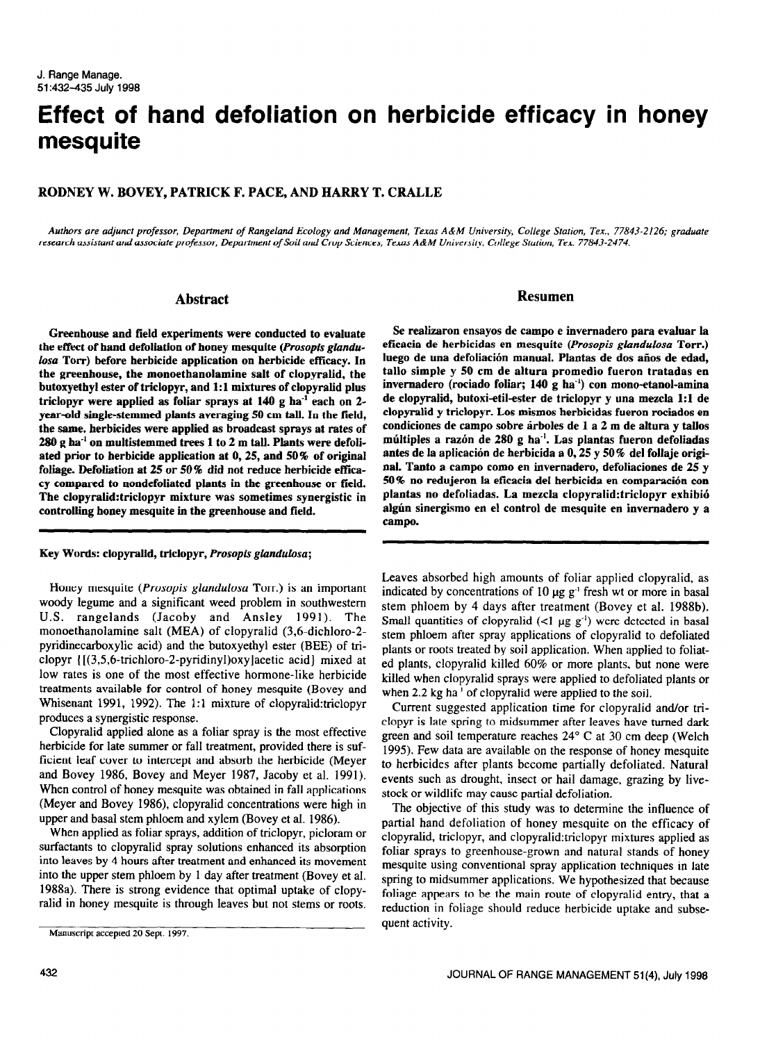# Effect of hand defoliation on herbicide efficacy in honey mesquite

## RODNEY W. BOVEY, PATRICK F. PACE, AND HARRY T. CRALLE

*Authors are adjunct professor, Department of Rangeland Ecology and Management, Texas A&M University, College Station, Tex., 77843-2126; graduate research assistant and associate professor, Department of Soil and Crop Sciences, Texas A&M University, College Station, Tex. 77843-2474.*

## Abstract

**Greenhouse and field experiments were conducted to evaluate the effect of hand defoliation of honey mesquite (*Prosopis glandulosa* Torr) before herbicide application on herbicide efficacy. In the greenhouse, the monoethanolamine salt of clopyralid, the butoxyethyl ester of triclopyr, and 1:1 mixtures of clopyralid plus triclopyr were applied as foliar sprays at 140 g ha$^{-1}$ each on 2-year-old single-stemmed plants averaging 50 cm tall. In the field, the same herbicides were applied as broadcast sprays at rates of 280 g ha$^{-1}$ on multistemmed trees 1 to 2 m tall. Plants were defoliated prior to herbicide application at 0, 25, and 50% of original foliage. Defoliation at 25 or 50% did not reduce herbicide efficacy compared to nondefoliated plants in the greenhouse or field. The clopyralid:triclopyr mixture was sometimes synergistic in controlling honey mesquite in the greenhouse and field.**

## Resumen

**Se realizaron ensayos de campo e invernadero para evaluar la eficacia de herbicidas en mesquite (*Prosopis glandulosa* Torr.) luego de una defoliación manual. Plantas de dos años de edad, tallo simple y 50 cm de altura promedio fueron tratadas en invernadero (rociado foliar; 140 g ha$^{-1}$) con mono-etanol-amina de clopyralid, butoxi-etil-ester de triclopyr y una mezcla 1:1 de clopyralid y triclopyr. Los mismos herbicidas fueron rociados en condiciones de campo sobre árboles de 1 a 2 m de altura y tallos múltiples a razón de 280 g ha$^{-1}$. Las plantas fueron defoliadas antes de la aplicación de herbicida a 0, 25 y 50% del follaje original. Tanto a campo como en invernadero, defoliaciones de 25 y 50% no redujeron la eficacia del herbicida en comparación con plantas no defoliadas. La mezcla clopyralid:triclopyr exhibió algún sinergismo en el control de mesquite en invernadero y a campo.**

**Key Words: clopyralid, triclopyr, *Prosopis glandulosa*;**

Honey mesquite (*Prosopis glandulosa* Torr.) is an important woody legume and a significant weed problem in southwestern U.S. rangelands (Jacoby and Ansley 1991). The monoethanolamine salt (MEA) of clopyralid (3,6-dichloro-2-pyridinecarboxylic acid) and the butoxyethyl ester (BEE) of triclopyr {[(3,5,6-trichloro-2-pyridinyl)oxy]acetic acid} mixed at low rates is one of the most effective hormone-like herbicide treatments available for control of honey mesquite (Bovey and Whisenant 1991, 1992). The 1:1 mixture of clopyralid:triclopyr produces a synergistic response.

Clopyralid applied alone as a foliar spray is the most effective herbicide for late summer or fall treatment, provided there is sufficient leaf cover to intercept and absorb the herbicide (Meyer and Bovey 1986, Bovey and Meyer 1987, Jacoby et al. 1991). When control of honey mesquite was obtained in fall applications (Meyer and Bovey 1986), clopyralid concentrations were high in upper and basal stem phloem and xylem (Bovey et al. 1986).

When applied as foliar sprays, addition of triclopyr, picloram or surfactants to clopyralid spray solutions enhanced its absorption into leaves by 4 hours after treatment and enhanced its movement into the upper stem phloem by 1 day after treatment (Bovey et al. 1988a). There is strong evidence that optimal uptake of clopyralid in honey mesquite is through leaves but not stems or roots. Leaves absorbed high amounts of foliar applied clopyralid, as indicated by concentrations of 10 μg g$^{-1}$ fresh wt or more in basal stem phloem by 4 days after treatment (Bovey et al. 1988b). Small quantities of clopyralid (<1 μg g$^{-1}$) were detected in basal stem phloem after spray applications of clopyralid to defoliated plants or roots treated by soil application. When applied to foliated plants, clopyralid killed 60% or more plants, but none were killed when clopyralid sprays were applied to defoliated plants or when 2.2 kg ha$^{-1}$ of clopyralid were applied to the soil.

Current suggested application time for clopyralid and/or triclopyr is late spring to midsummer after leaves have turned dark green and soil temperature reaches 24° C at 30 cm deep (Welch 1995). Few data are available on the response of honey mesquite to herbicides after plants become partially defoliated. Natural events such as drought, insect or hail damage, grazing by livestock or wildlife may cause partial defoliation.

The objective of this study was to determine the influence of partial hand defoliation of honey mesquite on the efficacy of clopyralid, triclopyr, and clopyralid:triclopyr mixtures applied as foliar sprays to greenhouse-grown and natural stands of honey mesquite using conventional spray application techniques in late spring to midsummer applications. We hypothesized that because foliage appears to be the main route of clopyralid entry, that a reduction in foliage should reduce herbicide uptake and subsequent activity.

Manuscript accepted 20 Sept. 1997.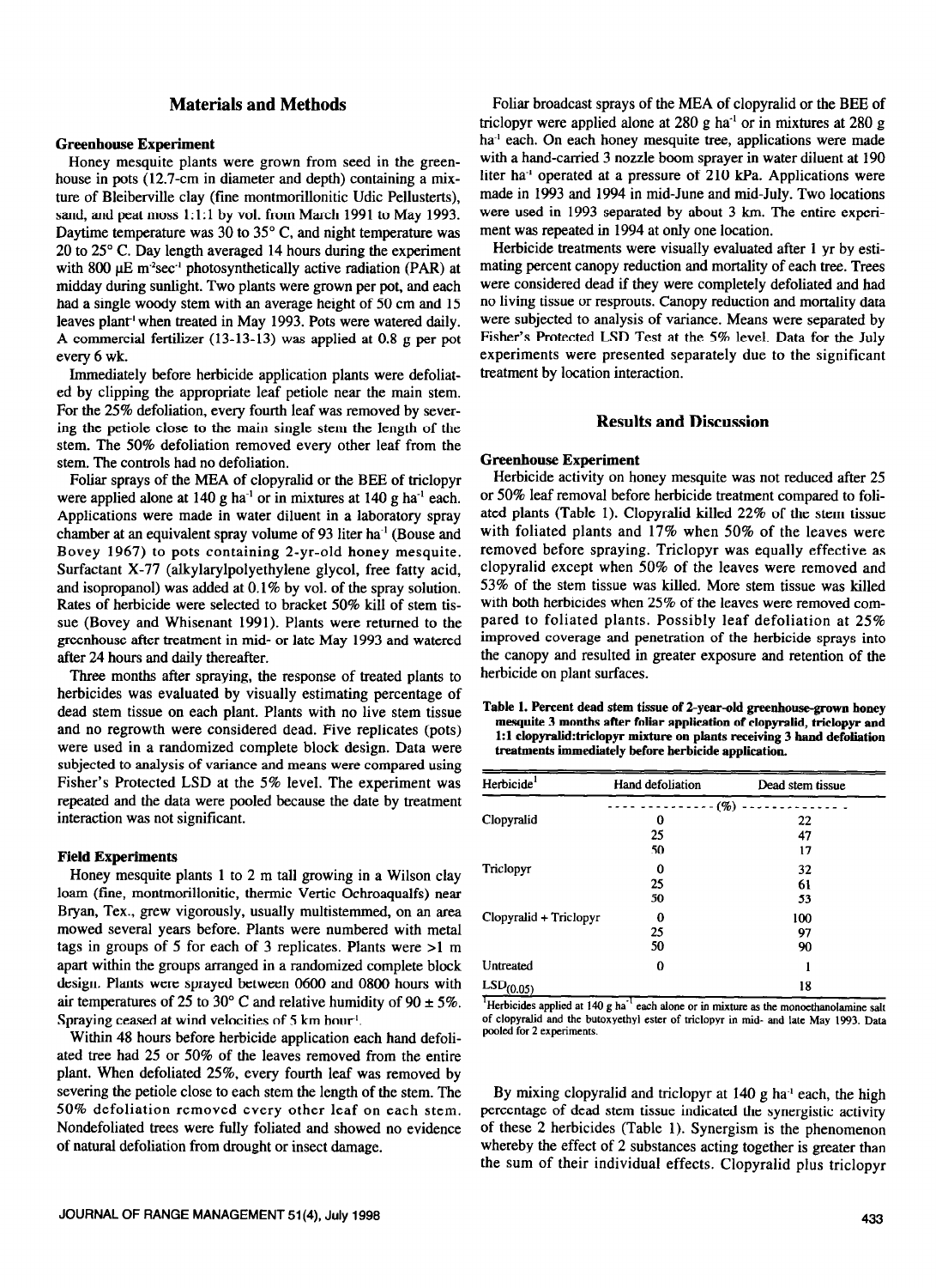## Materials and Methods

### Greenhouse Experiment

Honey mesquite plants were grown from seed in the greenhouse in pots (12.7-cm in diameter and depth) containing a mixture of Bleiberville clay (fine montmorillonitic Udic Pellusterts), sand, and peat moss 1:1:1 by vol. from March 1991 to May 1993. Daytime temperature was 30 to 35° C, and night temperature was 20 to 25° C. Day length averaged 14 hours during the experiment with 800 μE m$^{2}$sec$^{-1}$ photosynthetically active radiation (PAR) at midday during sunlight. Two plants were grown per pot, and each had a single woody stem with an average height of 50 cm and 15 leaves plant$^{-1}$ when treated in May 1993. Pots were watered daily. A commercial fertilizer (13-13-13) was applied at 0.8 g per pot every 6 wk.

Immediately before herbicide application plants were defoliated by clipping the appropriate leaf petiole near the main stem. For the 25% defoliation, every fourth leaf was removed by severing the petiole close to the main single stem the length of the stem. The 50% defoliation removed every other leaf from the stem. The controls had no defoliation.

Foliar sprays of the MEA of clopyralid or the BEE of triclopyr were applied alone at 140 g ha$^{-1}$ or in mixtures at 140 g ha$^{-1}$ each. Applications were made in water diluent in a laboratory spray chamber at an equivalent spray volume of 93 liter ha$^{-1}$ (Bouse and Bovey 1967) to pots containing 2-yr-old honey mesquite. Surfactant X-77 (alkylarylpolyethylene glycol, free fatty acid, and isopropanol) was added at 0.1% by vol. of the spray solution. Rates of herbicide were selected to bracket 50% kill of stem tissue (Bovey and Whisenant 1991). Plants were returned to the greenhouse after treatment in mid- or late May 1993 and watered after 24 hours and daily thereafter.

Three months after spraying, the response of treated plants to herbicides was evaluated by visually estimating percentage of dead stem tissue on each plant. Plants with no live stem tissue and no regrowth were considered dead. Five replicates (pots) were used in a randomized complete block design. Data were subjected to analysis of variance and means were compared using Fisher's Protected LSD at the 5% level. The experiment was repeated and the data were pooled because the date by treatment interaction was not significant.

### Field Experiments

Honey mesquite plants 1 to 2 m tall growing in a Wilson clay loam (fine, montmorillonitic, thermic Vertic Ochroaqualfs) near Bryan, Tex., grew vigorously, usually multistemmed, on an area mowed several years before. Plants were numbered with metal tags in groups of 5 for each of 3 replicates. Plants were >1 m apart within the groups arranged in a randomized complete block design. Plants were sprayed between 0600 and 0800 hours with air temperatures of 25 to 30° C and relative humidity of 90 ± 5%. Spraying ceased at wind velocities of 5 km hour$^{-1}$.

Within 48 hours before herbicide application each hand defoliated tree had 25 or 50% of the leaves removed from the entire plant. When defoliated 25%, every fourth leaf was removed by severing the petiole close to each stem the length of the stem. The 50% defoliation removed every other leaf on each stem. Nondefoliated trees were fully foliated and showed no evidence of natural defoliation from drought or insect damage.

Foliar broadcast sprays of the MEA of clopyralid or the BEE of triclopyr were applied alone at 280 g ha$^{-1}$ or in mixtures at 280 g ha$^{-1}$ each. On each honey mesquite tree, applications were made with a hand-carried 3 nozzle boom sprayer in water diluent at 190 liter ha$^{-1}$ operated at a pressure of 210 kPa. Applications were made in 1993 and 1994 in mid-June and mid-July. Two locations were used in 1993 separated by about 3 km. The entire experiment was repeated in 1994 at only one location.

Herbicide treatments were visually evaluated after 1 yr by estimating percent canopy reduction and mortality of each tree. Trees were considered dead if they were completely defoliated and had no living tissue or resprouts. Canopy reduction and mortality data were subjected to analysis of variance. Means were separated by Fisher's Protected LSD Test at the 5% level. Data for the July experiments were presented separately due to the significant treatment by location interaction.

## Results and Discussion

### Greenhouse Experiment

Herbicide activity on honey mesquite was not reduced after 25 or 50% leaf removal before herbicide treatment compared to foliated plants (Table 1). Clopyralid killed 22% of the stem tissue with foliated plants and 17% when 50% of the leaves were removed before spraying. Triclopyr was equally effective as clopyralid except when 50% of the leaves were removed and 53% of the stem tissue was killed. More stem tissue was killed with both herbicides when 25% of the leaves were removed compared to foliated plants. Possibly leaf defoliation at 25% improved coverage and penetration of the herbicide sprays into the canopy and resulted in greater exposure and retention of the herbicide on plant surfaces.

**Table 1. Percent dead stem tissue of 2-year-old greenhouse-grown honey mesquite 3 months after foliar application of clopyralid, triclopyr and 1:1 clopyralid:triclopyr mixture on plants receiving 3 hand defoliation treatments immediately before herbicide application.**

| Herbicide[1] | Hand defoliation | Dead stem tissue |
|---|---|---|
| | (%) | |
| Clopyralid | 0 | 22 |
| | 25 | 47 |
| | 50 | 17 |
| Triclopyr | 0 | 32 |
| | 25 | 61 |
| | 50 | 53 |
| Clopyralid + Triclopyr | 0 | 100 |
| | 25 | 97 |
| | 50 | 90 |
| Untreated | 0 | 1 |
| $LSD_{(0.05)}$ | | 18 |

[1]Herbicides applied at 140 g ha$^{-1}$ each alone or in mixture as the monoethanolamine salt of clopyralid and the butoxyethyl ester of triclopyr in mid- and late May 1993. Data pooled for 2 experiments.

By mixing clopyralid and triclopyr at 140 g ha$^{-1}$ each, the high percentage of dead stem tissue indicated the synergistic activity of these 2 herbicides (Table 1). Synergism is the phenomenon whereby the effect of 2 substances acting together is greater than the sum of their individual effects. Clopyralid plus triclopyr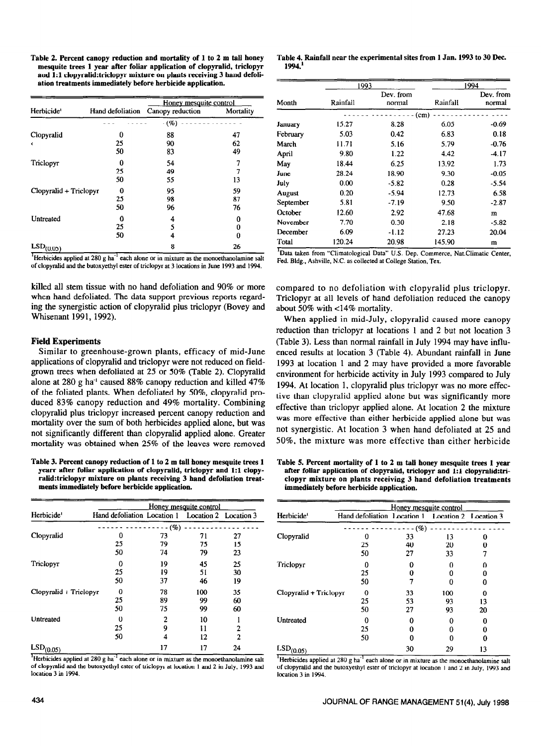Table 2. Percent canopy reduction and mortality of 1 to 2 m tall honey mesquite trees 1 year after foliar application of clopyralid, triclopyr and 1:1 clopyralid:triclopyr mixture on plants receiving 3 hand defoliation treatments immediately before herbicide application.

| Herbicide[1] | Hand defoliation | Honey mesquite control Canopy reduction | Mortality |
|---|---|---|---|
| | | (%) | |
| Clopyralid | 0 | 88 | 47 |
| | 25 | 90 | 62 |
| | 50 | 83 | 49 |
| Triclopyr | 0 | 54 | 7 |
| | 25 | 49 | 7 |
| | 50 | 55 | 13 |
| Clopyralid + Triclopyr | 0 | 95 | 59 |
| | 25 | 98 | 87 |
| | 50 | 96 | 76 |
| Untreated | 0 | 4 | 0 |
| | 25 | 5 | 0 |
| | 50 | 4 | 0 |
| $LSD_{(0.05)}$ | | 8 | 26 |

[1]Herbicides applied at 280 g ha$^{-1}$ each alone or in mixture as the monoethanolamine salt of clopyralid and the butoxyethyl ester of triclopyr at 3 locations in June 1993 and 1994.

killed all stem tissue with no hand defoliation and 90% or more when hand defoliated. The data support previous reports regarding the synergistic action of clopyralid plus triclopyr (Bovey and Whisenant 1991, 1992).

### Field Experiments

Similar to greenhouse-grown plants, efficacy of mid-June applications of clopyralid and triclopyr were not reduced on field-grown trees when defoliated at 25 or 50% (Table 2). Clopyralid alone at 280 g ha$^{-1}$ caused 88% canopy reduction and killed 47% of the foliated plants. When defoliated by 50%, clopyralid produced 83% canopy reduction and 49% mortality. Combining clopyralid plus triclopyr increased percent canopy reduction and mortality over the sum of both herbicides applied alone, but was not significantly different than clopyralid applied alone. Greater mortality was obtained when 25% of the leaves were removed compared to no defoliation with clopyralid plus triclopyr. Triclopyr at all levels of hand defoliation reduced the canopy about 50% with <14% mortality.

When applied in mid-July, clopyralid caused more canopy reduction than triclopyr at locations 1 and 2 but not location 3 (Table 3). Less than normal rainfall in July 1994 may have influenced results at location 3 (Table 4). Abundant rainfall in June 1993 at location 1 and 2 may have provided a more favorable environment for herbicide activity in July 1993 compared to July 1994. At location 1, clopyralid plus triclopyr was no more effective than clopyralid applied alone but was significantly more effective than triclopyr applied alone. At location 2 the mixture was more effective than either herbicide applied alone but was not synergistic. At location 3 when hand defoliated at 25 and 50%, the mixture was more effective than either herbicide

Table 4. Rainfall near the experimental sites from 1 Jan. 1993 to 30 Dec. 1994.[1]

| Month | 1993 Rainfall | 1993 Dev. from normal | 1994 Rainfall | 1994 Dev. from normal |
|---|---|---|---|---|
| | (cm) | | | |
| January | 15.27 | 8.28 | 6.05 | -0.69 |
| February | 5.03 | 0.42 | 6.83 | 0.18 |
| March | 11.71 | 5.16 | 5.79 | -0.76 |
| April | 9.80 | 1.22 | 4.42 | -4.17 |
| May | 18.44 | 6.25 | 13.92 | 1.73 |
| June | 28.24 | 18.90 | 9.30 | -0.05 |
| July | 0.00 | -5.82 | 0.28 | -5.54 |
| August | 0.20 | -5.94 | 12.73 | 6.58 |
| September | 5.81 | -7.19 | 9.50 | -2.87 |
| October | 12.60 | 2.92 | 47.68 | m |
| November | 7.70 | 0.30 | 2.18 | -5.82 |
| December | 6.09 | -1.12 | 27.23 | 20.04 |
| Total | 120.24 | 20.98 | 145.90 | m |

[1]Data taken from "Climatological Data" U.S. Dep. Commerce, Nat.Climatic Center, Fed. Bldg., Ashville, N.C. as collected at College Station, Tex.

Table 3. Percent canopy reduction of 1 to 2 m tall honey mesquite trees 1 yearr after foliar application of clopyralid, triclopyr and 1:1 clopyralid:triclopyr mixture on plants receiving 3 hand defoliation treatments immediately before herbicide application.

| Herbicide[1] | Hand defoliation | Honey mesquite control Location 1 | Location 2 | Location 3 |
|---|---|---|---|---|
| | | (%) | | |
| Clopyralid | 0 | 73 | 71 | 27 |
| | 25 | 79 | 75 | 15 |
| | 50 | 74 | 79 | 23 |
| Triclopyr | 0 | 19 | 45 | 25 |
| | 25 | 19 | 51 | 30 |
| | 50 | 37 | 46 | 19 |
| Clopyralid + Triclopyr | 0 | 78 | 100 | 35 |
| | 25 | 89 | 99 | 60 |
| | 50 | 75 | 99 | 60 |
| Untreated | 0 | 2 | 10 | 1 |
| | 25 | 9 | 11 | 2 |
| | 50 | 4 | 12 | 2 |
| $LSD_{(0.05)}$ | | 17 | 17 | 24 |

[1]Herbicides applied at 280 g ha$^{-1}$ each alone or in mixture as the monoethanolamine salt of clopyralid and the butoxyethyl ester of triclopyr at location 1 and 2 in July, 1993 and location 3 in 1994.

Table 5. Percent mortality of 1 to 2 m tall honey mesquite trees 1 year after foliar application of clopyralid, triclopyr and 1:1 clopyralid:triclopyr mixture on plants receiving 3 hand defoliation treatments immediately before herbicide application.

| Herbicide[1] | Hand defoliation | Honey mesquite control Location 1 | Location 2 | Location 3 |
|---|---|---|---|---|
| | | (%) | | |
| Clopyralid | 0 | 33 | 13 | 0 |
| | 25 | 40 | 20 | 0 |
| | 50 | 27 | 33 | 7 |
| Triclopyr | 0 | 0 | 0 | 0 |
| | 25 | 0 | 0 | 0 |
| | 50 | 7 | 0 | 0 |
| Clopyralid + Triclopyr | 0 | 33 | 100 | 0 |
| | 25 | 53 | 93 | 13 |
| | 50 | 27 | 93 | 20 |
| Untreated | 0 | 0 | 0 | 0 |
| | 25 | 0 | 0 | 0 |
| | 50 | 0 | 0 | 0 |
| $LSD_{(0.05)}$ | | 30 | 29 | 13 |

[1]Herbicides applied at 280 g ha$^{-1}$ each alone or in mixture as the monoethanolamine salt of clopyralid and the butoxyethyl ester of triclopyr at location 1 and 2 in July, 1993 and location 3 in 1994.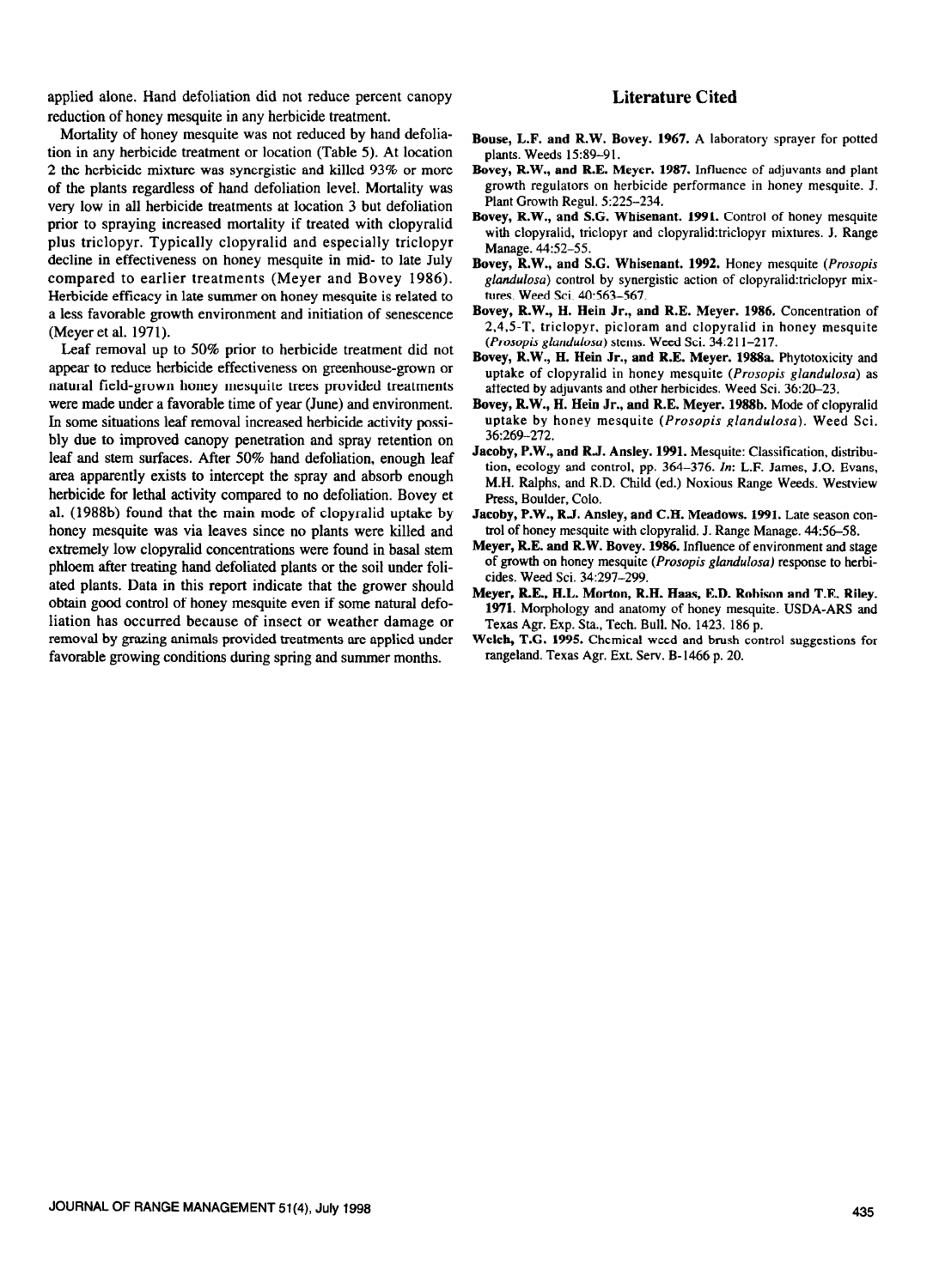applied alone. Hand defoliation did not reduce percent canopy reduction of honey mesquite in any herbicide treatment.

Mortality of honey mesquite was not reduced by hand defoliation in any herbicide treatment or location (Table 5). At location 2 the herbicide mixture was synergistic and killed 93% or more of the plants regardless of hand defoliation level. Mortality was very low in all herbicide treatments at location 3 but defoliation prior to spraying increased mortality if treated with clopyralid plus triclopyr. Typically clopyralid and especially triclopyr decline in effectiveness on honey mesquite in mid- to late July compared to earlier treatments (Meyer and Bovey 1986). Herbicide efficacy in late summer on honey mesquite is related to a less favorable growth environment and initiation of senescence (Meyer et al. 1971).

Leaf removal up to 50% prior to herbicide treatment did not appear to reduce herbicide effectiveness on greenhouse-grown or natural field-grown honey mesquite trees provided treatments were made under a favorable time of year (June) and environment. In some situations leaf removal increased herbicide activity possibly due to improved canopy penetration and spray retention on leaf and stem surfaces. After 50% hand defoliation, enough leaf area apparently exists to intercept the spray and absorb enough herbicide for lethal activity compared to no defoliation. Bovey et al. (1988b) found that the main mode of clopyralid uptake by honey mesquite was via leaves since no plants were killed and extremely low clopyralid concentrations were found in basal stem phloem after treating hand defoliated plants or the soil under foliated plants. Data in this report indicate that the grower should obtain good control of honey mesquite even if some natural defoliation has occurred because of insect or weather damage or removal by grazing animals provided treatments are applied under favorable growing conditions during spring and summer months.

## Literature Cited

**Bouse, L.F. and R.W. Bovey. 1967.** A laboratory sprayer for potted plants. Weeds 15:89–91.

**Bovey, R.W., and R.E. Meyer. 1987.** Influence of adjuvants and plant growth regulators on herbicide performance in honey mesquite. J. Plant Growth Regul. 5:225–234.

**Bovey, R.W., and S.G. Whisenant. 1991.** Control of honey mesquite with clopyralid, triclopyr and clopyralid:triclopyr mixtures. J. Range Manage. 44:52–55.

**Bovey, R.W., and S.G. Whisenant. 1992.** Honey mesquite (*Prosopis glandulosa*) control by synergistic action of clopyralid:triclopyr mixtures. Weed Sci. 40:563–567.

**Bovey, R.W., H. Hein Jr., and R.E. Meyer. 1986.** Concentration of 2,4,5-T, triclopyr, picloram and clopyralid in honey mesquite (*Prosopis glandulosa*) stems. Weed Sci. 34:211–217.

**Bovey, R.W., H. Hein Jr., and R.E. Meyer. 1988a.** Phytotoxicity and uptake of clopyralid in honey mesquite (*Prosopis glandulosa*) as affected by adjuvants and other herbicides. Weed Sci. 36:20–23.

**Bovey, R.W., H. Hein Jr., and R.E. Meyer. 1988b.** Mode of clopyralid uptake by honey mesquite (*Prosopis glandulosa*). Weed Sci. 36:269–272.

**Jacoby, P.W., and R.J. Ansley. 1991.** Mesquite: Classification, distribution, ecology and control, pp. 364–376. *In*: L.F. James, J.O. Evans, M.H. Ralphs, and R.D. Child (ed.) Noxious Range Weeds. Westview Press, Boulder, Colo.

**Jacoby, P.W., R.J. Ansley, and C.H. Meadows. 1991.** Late season control of honey mesquite with clopyralid. J. Range Manage. 44:56–58.

**Meyer, R.E. and R.W. Bovey. 1986.** Influence of environment and stage of growth on honey mesquite (*Prosopis glandulosa*) response to herbicides. Weed Sci. 34:297–299.

**Meyer, R.E., H.L. Morton, R.H. Haas, E.D. Robison and T.E. Riley. 1971.** Morphology and anatomy of honey mesquite. USDA-ARS and Texas Agr. Exp. Sta., Tech. Bull. No. 1423. 186 p.

**Welch, T.G. 1995.** Chemical weed and brush control suggestions for rangeland. Texas Agr. Ext. Serv. B-1466 p. 20.